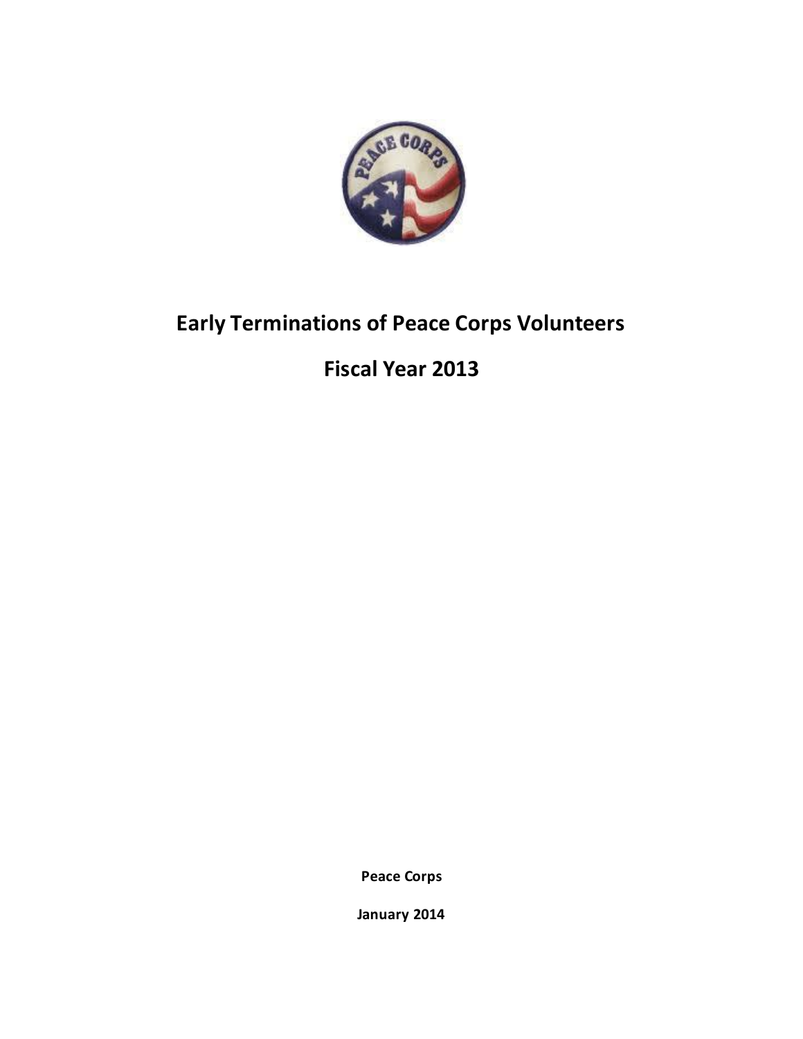# Early Terminations of Peace Corps Volunteers

## Fiscal Year 2013

**Peace Corps**

**January 2014**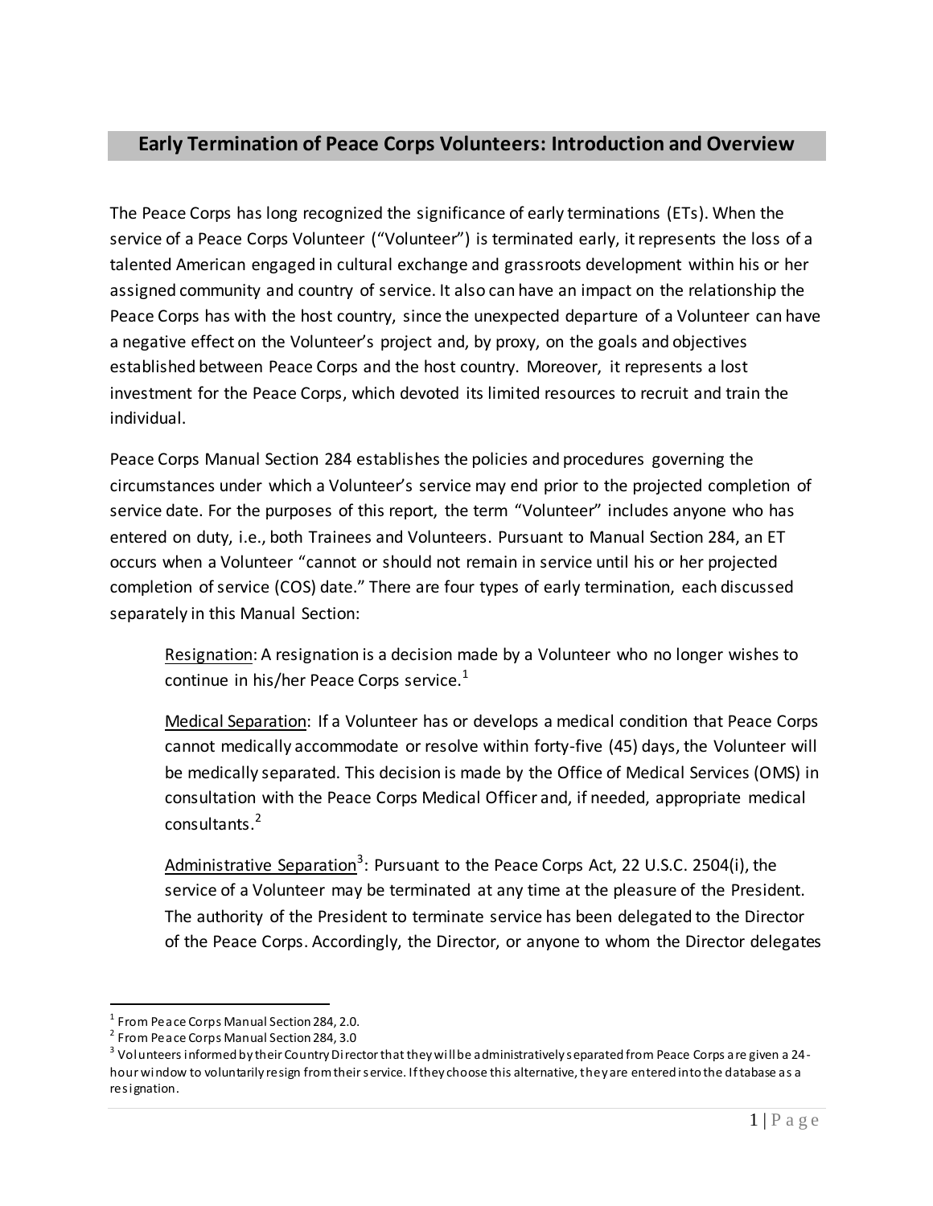## Early Termination of Peace Corps Volunteers: Introduction and Overview

The Peace Corps has long recognized the significance of early terminations (ETs). When the service of a Peace Corps Volunteer ("Volunteer") is terminated early, it represents the loss of a talented American engaged in cultural exchange and grassroots development within his or her assigned community and country of service. It also can have an impact on the relationship the Peace Corps has with the host country, since the unexpected departure of a Volunteer can have a negative effect on the Volunteer's project and, by proxy, on the goals and objectives established between Peace Corps and the host country. Moreover, it represents a lost investment for the Peace Corps, which devoted its limited resources to recruit and train the individual.

Peace Corps Manual Section 284 establishes the policies and procedures governing the circumstances under which a Volunteer's service may end prior to the projected completion of service date. For the purposes of this report, the term "Volunteer" includes anyone who has entered on duty, i.e., both Trainees and Volunteers. Pursuant to Manual Section 284, an ET occurs when a Volunteer "cannot or should not remain in service until his or her projected completion of service (COS) date." There are four types of early termination, each discussed separately in this Manual Section:

> Resignation: A resignation is a decision made by a Volunteer who no longer wishes to continue in his/her Peace Corps service.[1]
>
> Medical Separation: If a Volunteer has or develops a medical condition that Peace Corps cannot medically accommodate or resolve within forty-five (45) days, the Volunteer will be medically separated. This decision is made by the Office of Medical Services (OMS) in consultation with the Peace Corps Medical Officer and, if needed, appropriate medical consultants.[2]
>
> Administrative Separation[3]: Pursuant to the Peace Corps Act, 22 U.S.C. 2504(i), the service of a Volunteer may be terminated at any time at the pleasure of the President. The authority of the President to terminate service has been delegated to the Director of the Peace Corps. Accordingly, the Director, or anyone to whom the Director delegates

---

[1] From Peace Corps Manual Section 284, 2.0.

[2] From Peace Corps Manual Section 284, 3.0

[3] Volunteers informed by their Country Director that they will be administratively separated from Peace Corps are given a 24-hour window to voluntarily resign from their service. If they choose this alternative, they are entered into the database as a resignation.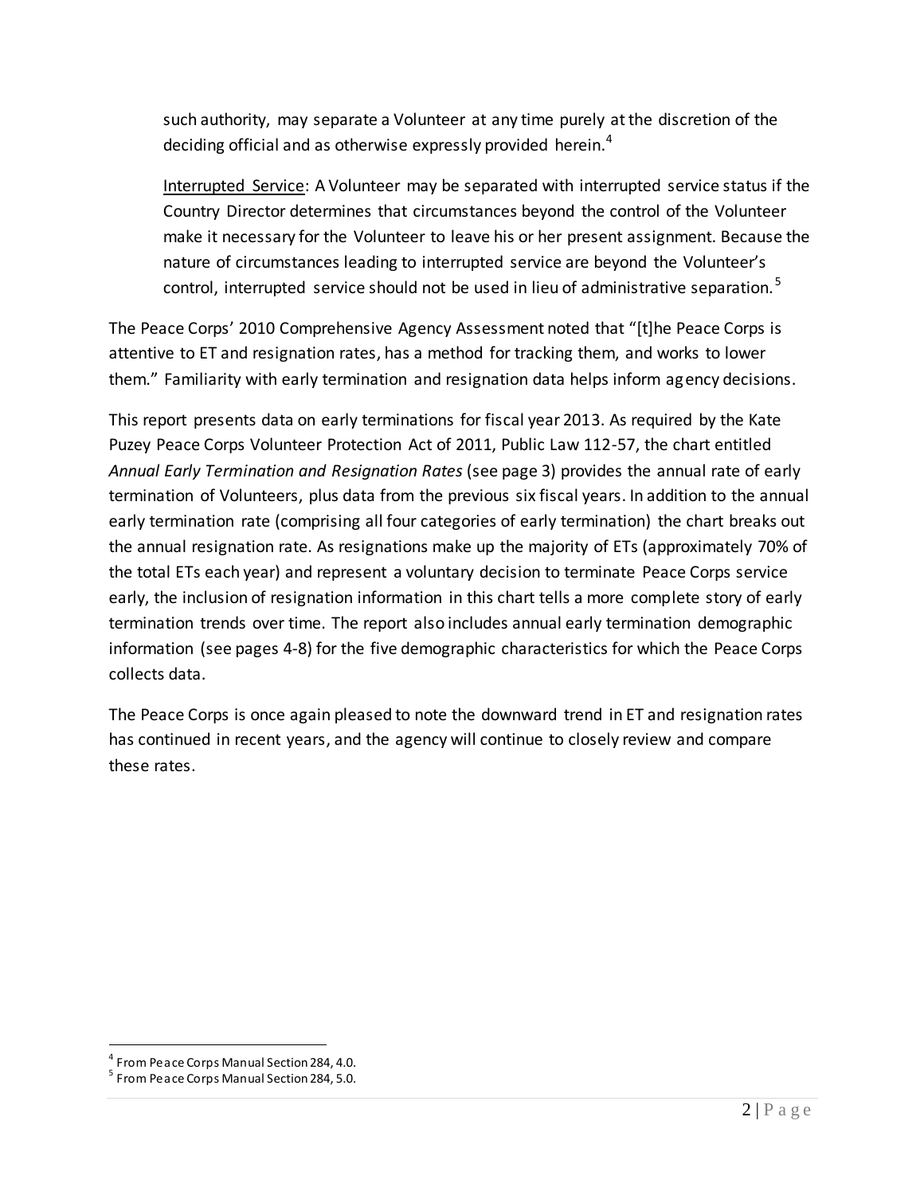such authority, may separate a Volunteer at any time purely at the discretion of the deciding official and as otherwise expressly provided herein.[4]

Interrupted Service: A Volunteer may be separated with interrupted service status if the Country Director determines that circumstances beyond the control of the Volunteer make it necessary for the Volunteer to leave his or her present assignment. Because the nature of circumstances leading to interrupted service are beyond the Volunteer's control, interrupted service should not be used in lieu of administrative separation.[5]

The Peace Corps' 2010 Comprehensive Agency Assessment noted that "[t]he Peace Corps is attentive to ET and resignation rates, has a method for tracking them, and works to lower them." Familiarity with early termination and resignation data helps inform agency decisions.

This report presents data on early terminations for fiscal year 2013. As required by the Kate Puzey Peace Corps Volunteer Protection Act of 2011, Public Law 112-57, the chart entitled *Annual Early Termination and Resignation Rates* (see page 3) provides the annual rate of early termination of Volunteers, plus data from the previous six fiscal years. In addition to the annual early termination rate (comprising all four categories of early termination) the chart breaks out the annual resignation rate. As resignations make up the majority of ETs (approximately 70% of the total ETs each year) and represent a voluntary decision to terminate Peace Corps service early, the inclusion of resignation information in this chart tells a more complete story of early termination trends over time. The report also includes annual early termination demographic information (see pages 4-8) for the five demographic characteristics for which the Peace Corps collects data.

The Peace Corps is once again pleased to note the downward trend in ET and resignation rates has continued in recent years, and the agency will continue to closely review and compare these rates.

[4] From Peace Corps Manual Section 284, 4.0.

[5] From Peace Corps Manual Section 284, 5.0.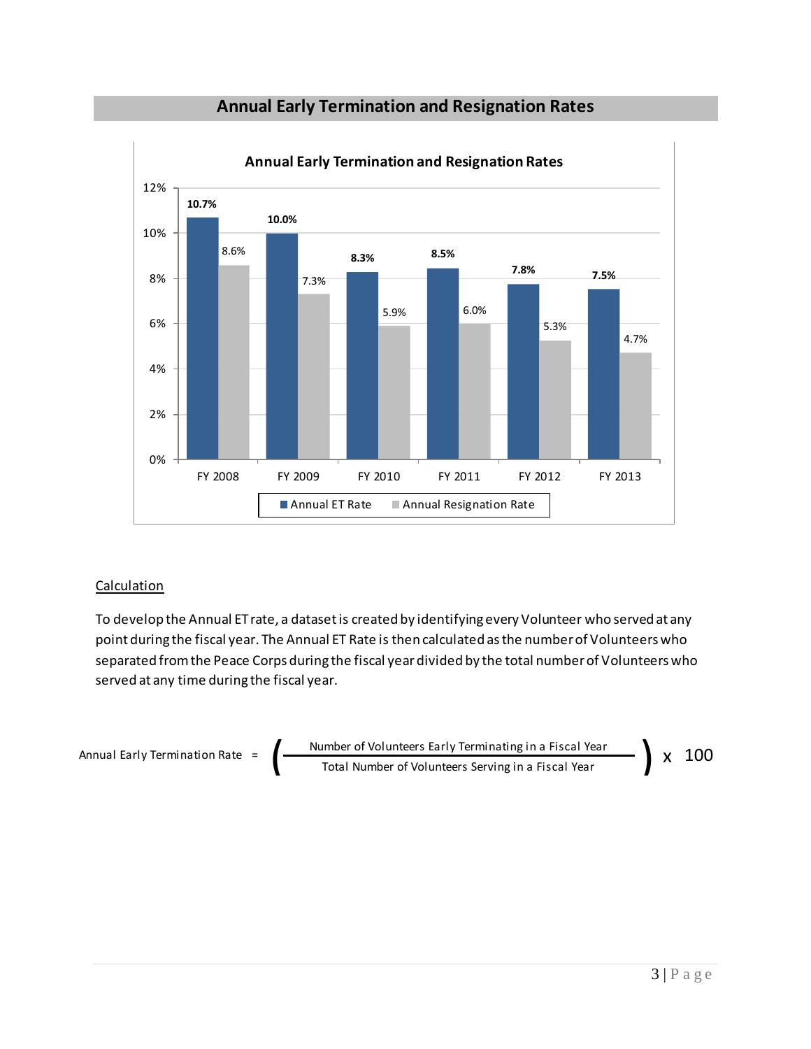## Annual Early Termination and Resignation Rates

**Annual Early Termination and Resignation Rates**

| | FY 2008 | FY 2009 | FY 2010 | FY 2011 | FY 2012 | FY 2013 |
|---|---|---|---|---|---|---|
| Annual ET Rate | 10.7% | 10.0% | 8.3% | 8.5% | 7.8% | 7.5% |
| Annual Resignation Rate | 8.6% | 7.3% | 5.9% | 6.0% | 5.3% | 4.7% |

Calculation

To develop the Annual ET rate, a dataset is created by identifying every Volunteer who served at any point during the fiscal year. The Annual ET Rate is then calculated as the number of Volunteers who separated from the Peace Corps during the fiscal year divided by the total number of Volunteers who served at any time during the fiscal year.

$$\text{Annual Early Termination Rate} = \left( \frac{\text{Number of Volunteers Early Terminating in a Fiscal Year}}{\text{Total Number of Volunteers Serving in a Fiscal Year}} \right) \times 100$$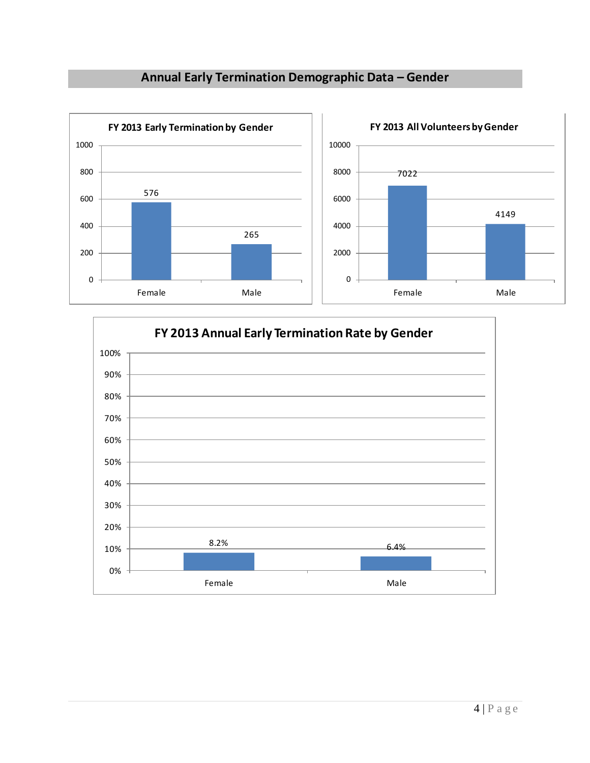## Annual Early Termination Demographic Data – Gender

**FY 2013 Early Termination by Gender**

| Gender | Early Terminations |
| --- | --- |
| Female | 576 |
| Male | 265 |

**FY 2013 All Volunteers by Gender**

| Gender | Volunteers |
| --- | --- |
| Female | 7022 |
| Male | 4149 |

**FY 2013 Annual Early Termination Rate by Gender**

| Gender | Rate |
| --- | --- |
| Female | 8.2% |
| Male | 6.4% |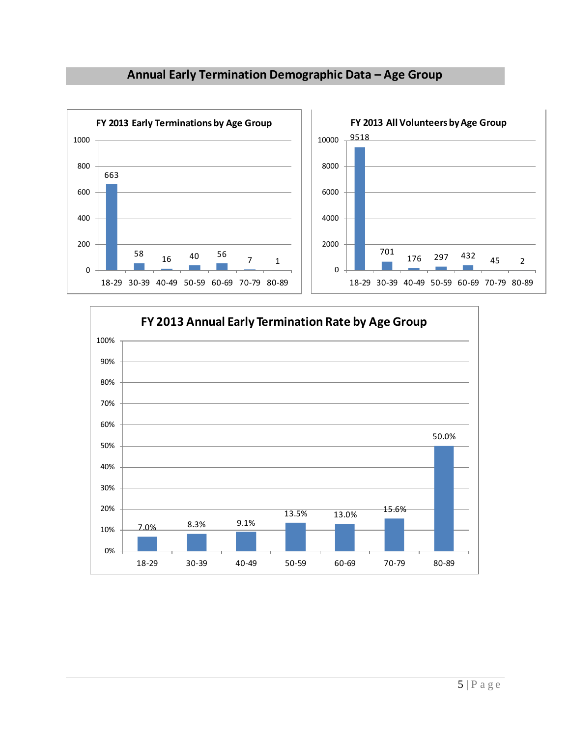## Annual Early Termination Demographic Data – Age Group

**FY 2013 Early Terminations by Age Group**

| Age Group | 18-29 | 30-39 | 40-49 | 50-59 | 60-69 | 70-79 | 80-89 |
|---|---|---|---|---|---|---|---|
| Early Terminations | 663 | 58 | 16 | 40 | 56 | 7 | 1 |

**FY 2013 All Volunteers by Age Group**

| Age Group | 18-29 | 30-39 | 40-49 | 50-59 | 60-69 | 70-79 | 80-89 |
|---|---|---|---|---|---|---|---|
| All Volunteers | 9518 | 701 | 176 | 297 | 432 | 45 | 2 |

**FY 2013 Annual Early Termination Rate by Age Group**

| Age Group | 18-29 | 30-39 | 40-49 | 50-59 | 60-69 | 70-79 | 80-89 |
|---|---|---|---|---|---|---|---|
| Early Termination Rate | 7.0% | 8.3% | 9.1% | 13.5% | 13.0% | 15.6% | 50.0% |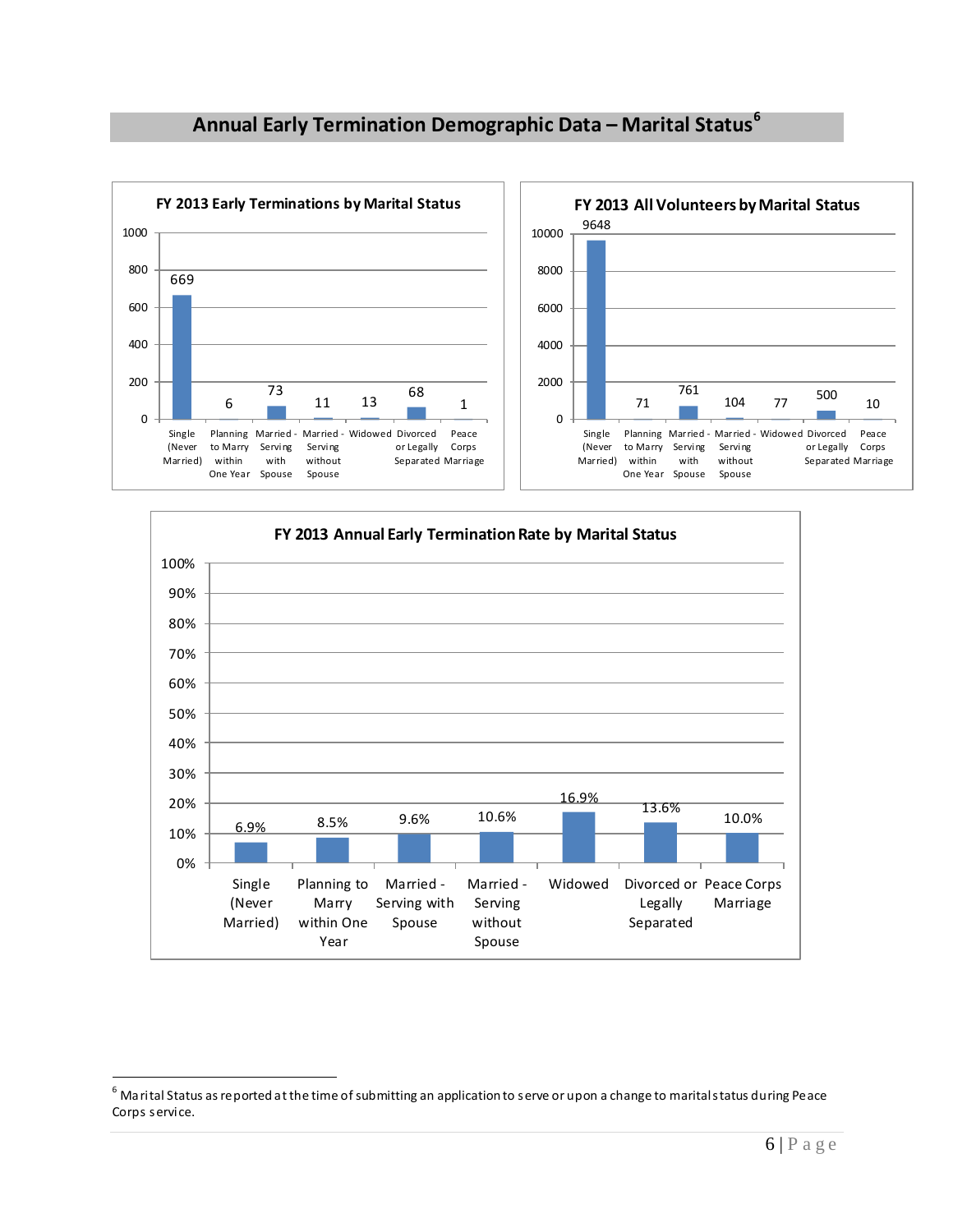## Annual Early Termination Demographic Data – Marital Status[6]

**FY 2013 Early Terminations by Marital Status**

| Marital Status | Early Terminations |
|---|---|
| Single (Never Married) | 669 |
| Planning to Marry within One Year | 6 |
| Married - Serving with Spouse | 73 |
| Married - Serving without Spouse | 11 |
| Widowed | 13 |
| Divorced or Legally Separated | 68 |
| Peace Corps Marriage | 1 |

**FY 2013 All Volunteers by Marital Status**

| Marital Status | All Volunteers |
|---|---|
| Single (Never Married) | 9648 |
| Planning to Marry within One Year | 71 |
| Married - Serving with Spouse | 761 |
| Married - Serving without Spouse | 104 |
| Widowed | 77 |
| Divorced or Legally Separated | 500 |
| Peace Corps Marriage | 10 |

**FY 2013 Annual Early Termination Rate by Marital Status**

| Marital Status | Early Termination Rate |
|---|---|
| Single (Never Married) | 6.9% |
| Planning to Marry within One Year | 8.5% |
| Married - Serving with Spouse | 9.6% |
| Married - Serving without Spouse | 10.6% |
| Widowed | 16.9% |
| Divorced or Legally Separated | 13.6% |
| Peace Corps Marriage | 10.0% |

[6] Marital Status as reported at the time of submitting an application to serve or upon a change to marital status during Peace Corps service.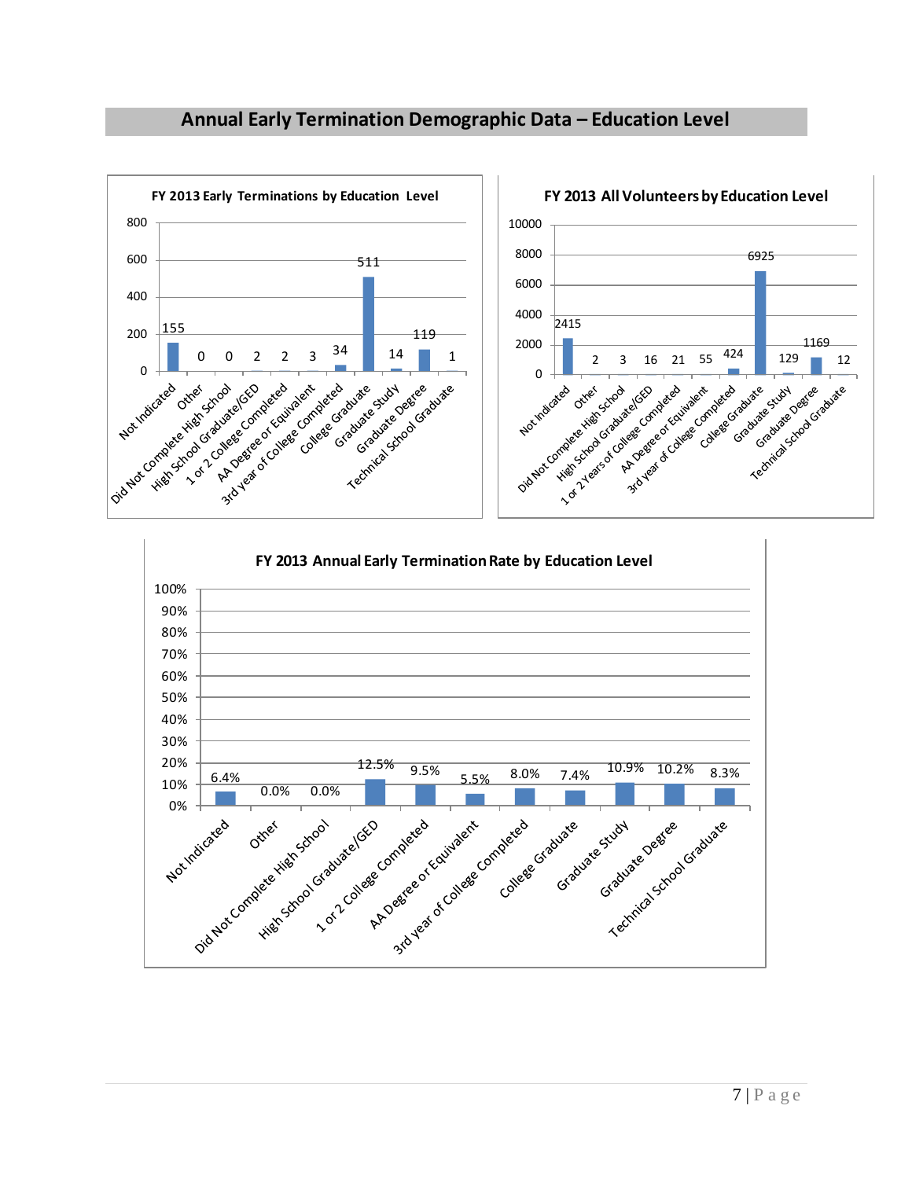## Annual Early Termination Demographic Data – Education Level

**FY 2013 Early Terminations by Education Level**

| Education Level | Early Terminations |
|---|---|
| Not Indicated | 155 |
| Other | 0 |
| Did Not Complete High School | 0 |
| High School Graduate/GED | 2 |
| 1 or 2 College Completed | 2 |
| AA Degree or Equivalent | 3 |
| 3rd year of College Completed | 34 |
| College Graduate | 511 |
| Graduate Study | 14 |
| Graduate Degree | 119 |
| Technical School Graduate | 1 |

**FY 2013 All Volunteers by Education Level**

| Education Level | All Volunteers |
|---|---|
| Not Indicated | 2415 |
| Other | 2 |
| Did Not Complete High School | 3 |
| High School Graduate/GED | 16 |
| 1 or 2 Years of College Completed | 21 |
| AA Degree or Equivalent | 55 |
| 3rd year of College Completed | 424 |
| College Graduate | 6925 |
| Graduate Study | 129 |
| Graduate Degree | 1169 |
| Technical School Graduate | 12 |

**FY 2013 Annual Early Termination Rate by Education Level**

| Education Level | Early Termination Rate |
|---|---|
| Not Indicated | 6.4% |
| Other | 0.0% |
| Did Not Complete High School | 0.0% |
| High School Graduate/GED | 12.5% |
| 1 or 2 College Completed | 9.5% |
| AA Degree or Equivalent | 5.5% |
| 3rd year of College Completed | 8.0% |
| College Graduate | 7.4% |
| Graduate Study | 10.9% |
| Graduate Degree | 10.2% |
| Technical School Graduate | 8.3% |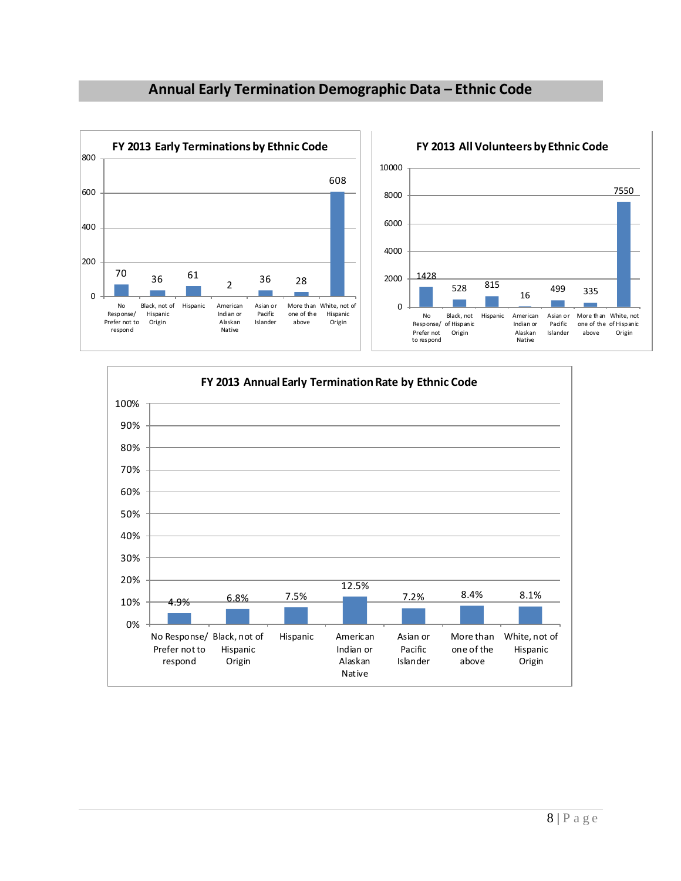## Annual Early Termination Demographic Data – Ethnic Code

**FY 2013 Early Terminations by Ethnic Code**

800
600
400
200
0

70
36
61
2
36
28
608

No Response/ Prefer not to respond
Black, not of Hispanic Origin
Hispanic
American Indian or Alaskan Native
Asian or Pacific Islander
More than one of the above
White, not of Hispanic Origin

**FY 2013 All Volunteers by Ethnic Code**

10000
8000
6000
4000
2000
0

1428
528
815
16
499
335
7550

No Response/ Prefer not to respond
Black, not of Hispanic Origin
Hispanic
American Indian or Alaskan Native
Asian or Pacific Islander
More than one of the above
White, not of Hispanic Origin

**FY 2013 Annual Early Termination Rate by Ethnic Code**

100%
90%
80%
70%
60%
50%
40%
30%
20%
10%
0%

4.9%
6.8%
7.5%
12.5%
7.2%
8.4%
8.1%

No Response/ Prefer not to respond
Black, not of Hispanic Origin
Hispanic
American Indian or Alaskan Native
Asian or Pacific Islander
More than one of the above
White, not of Hispanic Origin